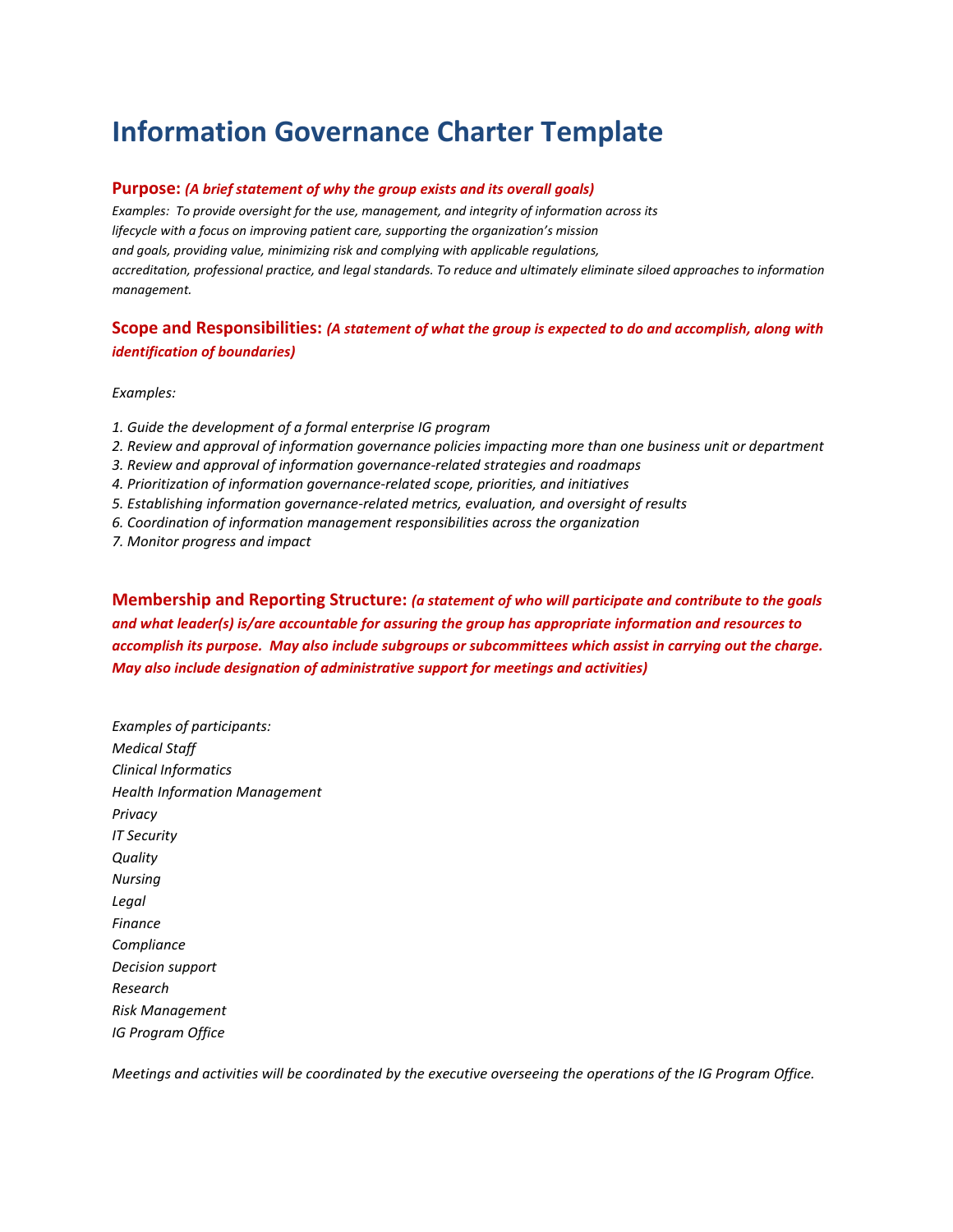# Information Governance Charter Template

**Purpose:** ***(A brief statement of why the group exists and its overall goals)***

*Examples: To provide oversight for the use, management, and integrity of information across its lifecycle with a focus on improving patient care, supporting the organization's mission and goals, providing value, minimizing risk and complying with applicable regulations, accreditation, professional practice, and legal standards. To reduce and ultimately eliminate siloed approaches to information management.*

**Scope and Responsibilities:** ***(A statement of what the group is expected to do and accomplish, along with identification of boundaries)***

*Examples:*

*1. Guide the development of a formal enterprise IG program*
*2. Review and approval of information governance policies impacting more than one business unit or department*
*3. Review and approval of information governance-related strategies and roadmaps*
*4. Prioritization of information governance-related scope, priorities, and initiatives*
*5. Establishing information governance-related metrics, evaluation, and oversight of results*
*6. Coordination of information management responsibilities across the organization*
*7. Monitor progress and impact*

**Membership and Reporting Structure:** ***(a statement of who will participate and contribute to the goals and what leader(s) is/are accountable for assuring the group has appropriate information and resources to accomplish its purpose. May also include subgroups or subcommittees which assist in carrying out the charge. May also include designation of administrative support for meetings and activities)***

*Examples of participants:*
*Medical Staff*
*Clinical Informatics*
*Health Information Management*
*Privacy*
*IT Security*
*Quality*
*Nursing*
*Legal*
*Finance*
*Compliance*
*Decision support*
*Research*
*Risk Management*
*IG Program Office*

*Meetings and activities will be coordinated by the executive overseeing the operations of the IG Program Office.*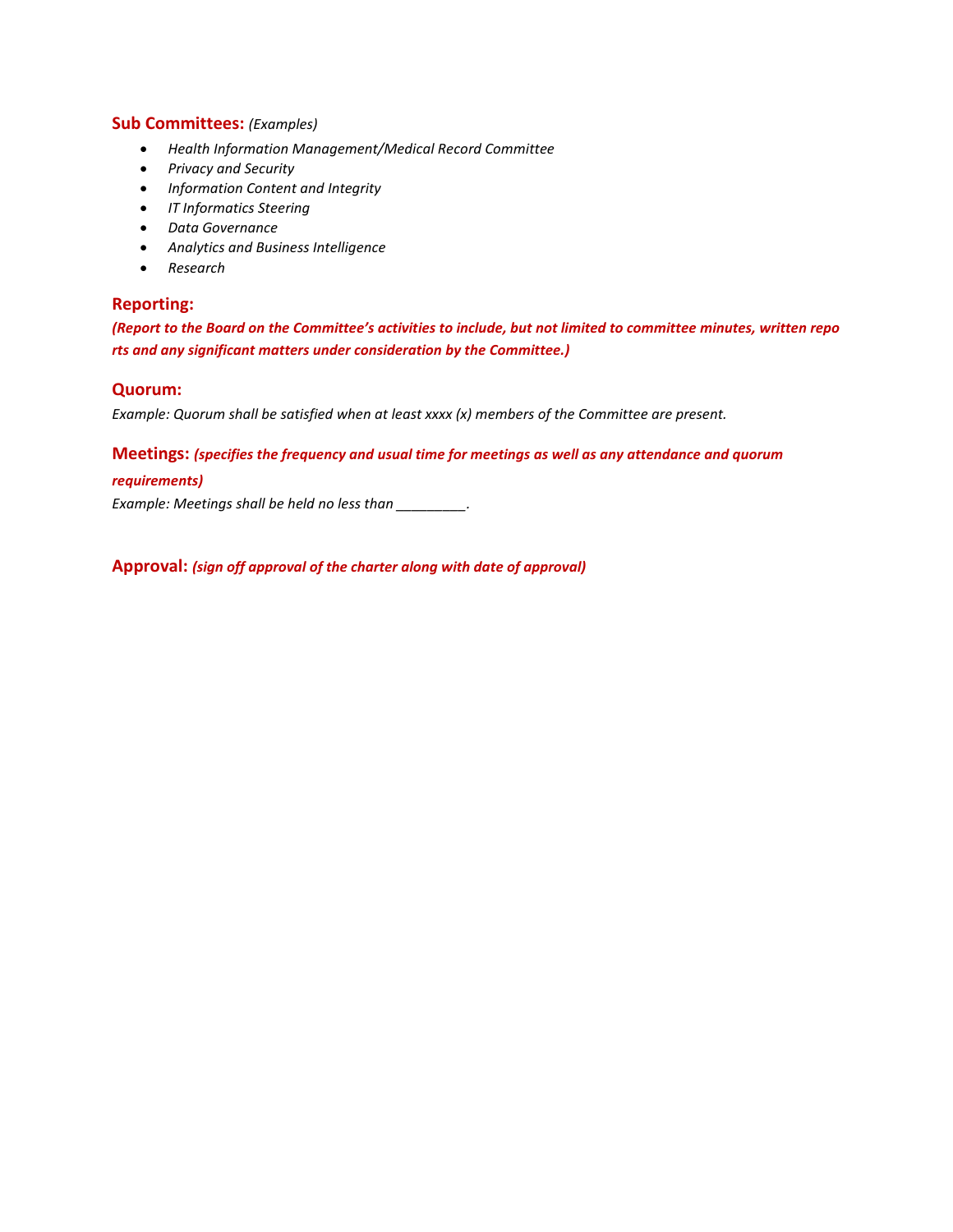**Sub Committees:** *(Examples)*

- *Health Information Management/Medical Record Committee*
- *Privacy and Security*
- *Information Content and Integrity*
- *IT Informatics Steering*
- *Data Governance*
- *Analytics and Business Intelligence*
- *Research*

**Reporting:**

***(Report to the Board on the Committee's activities to include, but not limited to committee minutes, written reports and any significant matters under consideration by the Committee.)***

**Quorum:**

*Example: Quorum shall be satisfied when at least xxxx (x) members of the Committee are present.*

**Meetings:** ***(specifies the frequency and usual time for meetings as well as any attendance and quorum requirements)***

*Example: Meetings shall be held no less than _________.*

**Approval:** ***(sign off approval of the charter along with date of approval)***